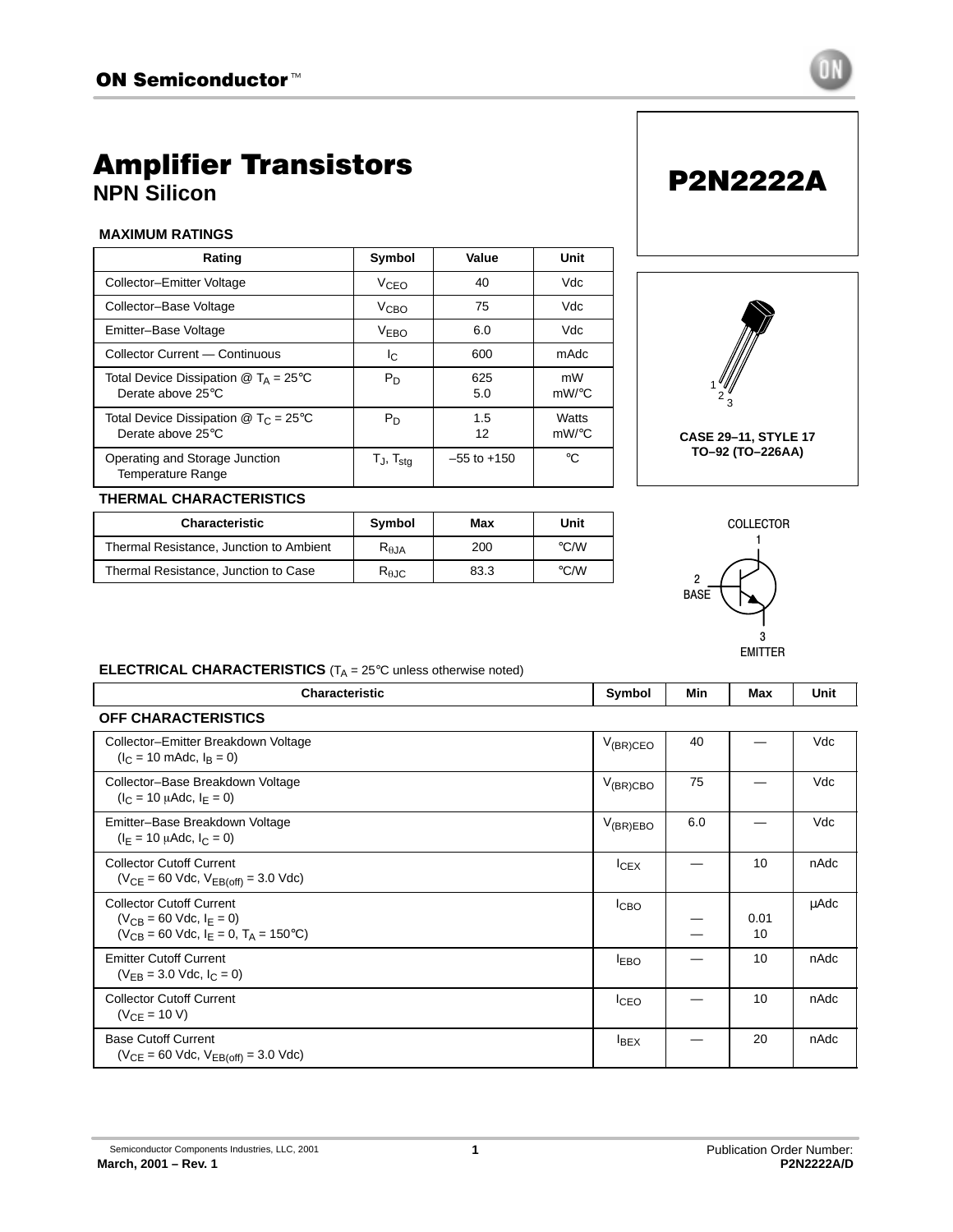# Amplifier Transistors

## NPN Silicon

# P2N2222A

### MAXIMUM RATINGS

| Rating | Symbol | Value | Unit |
|---|---|---|---|
| Collector–Emitter Voltage | $V_{CEO}$ | 40 | Vdc |
| Collector–Base Voltage | $V_{CBO}$ | 75 | Vdc |
| Emitter–Base Voltage | $V_{EBO}$ | 6.0 | Vdc |
| Collector Current — Continuous | $I_C$ | 600 | mAdc |
| Total Device Dissipation @ $T_A$ = 25°C<br>Derate above 25°C | $P_D$ | 625<br>5.0 | mW<br>mW/°C |
| Total Device Dissipation @ $T_C$ = 25°C<br>Derate above 25°C | $P_D$ | 1.5<br>12 | Watts<br>mW/°C |
| Operating and Storage Junction Temperature Range | $T_J$, $T_{stg}$ | –55 to +150 | °C |

### THERMAL CHARACTERISTICS

| Characteristic | Symbol | Max | Unit |
|---|---|---|---|
| Thermal Resistance, Junction to Ambient | $R_{\theta JA}$ | 200 | °C/W |
| Thermal Resistance, Junction to Case | $R_{\theta JC}$ | 83.3 | °C/W |

1 2 3

**CASE 29–11, STYLE 17**
**TO–92 (TO–226AA)**

COLLECTOR 1

2 BASE

3 EMITTER

### ELECTRICAL CHARACTERISTICS ($T_A$ = 25°C unless otherwise noted)

| Characteristic | Symbol | Min | Max | Unit |
|---|---|---|---|---|
| **OFF CHARACTERISTICS** | | | | |
| Collector–Emitter Breakdown Voltage<br>($I_C$ = 10 mAdc, $I_B$ = 0) | $V_{(BR)CEO}$ | 40 | — | Vdc |
| Collector–Base Breakdown Voltage<br>($I_C$ = 10 μAdc, $I_E$ = 0) | $V_{(BR)CBO}$ | 75 | — | Vdc |
| Emitter–Base Breakdown Voltage<br>($I_E$ = 10 μAdc, $I_C$ = 0) | $V_{(BR)EBO}$ | 6.0 | — | Vdc |
| Collector Cutoff Current<br>($V_{CE}$ = 60 Vdc, $V_{EB(off)}$ = 3.0 Vdc) | $I_{CEX}$ | — | 10 | nAdc |
| Collector Cutoff Current<br>($V_{CB}$ = 60 Vdc, $I_E$ = 0)<br>($V_{CB}$ = 60 Vdc, $I_E$ = 0, $T_A$ = 150°C) | $I_{CBO}$ | <br>—<br>— | <br>0.01<br>10 | μAdc |
| Emitter Cutoff Current<br>($V_{EB}$ = 3.0 Vdc, $I_C$ = 0) | $I_{EBO}$ | — | 10 | nAdc |
| Collector Cutoff Current<br>($V_{CE}$ = 10 V) | $I_{CEO}$ | — | 10 | nAdc |
| Base Cutoff Current<br>($V_{CE}$ = 60 Vdc, $V_{EB(off)}$ = 3.0 Vdc) | $I_{BEX}$ | — | 20 | nAdc |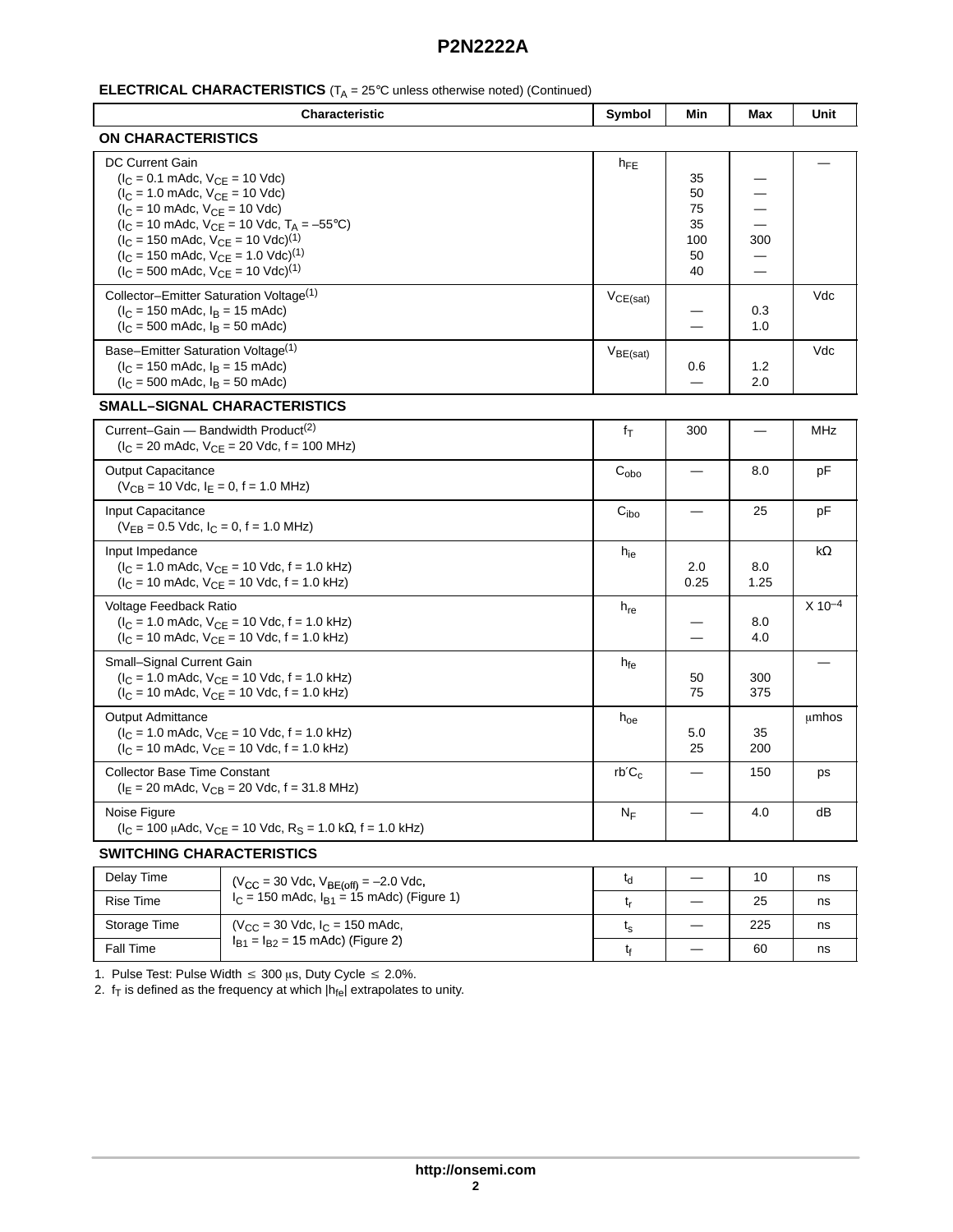**ELECTRICAL CHARACTERISTICS** ($T_A$ = 25°C unless otherwise noted) (Continued)

| Characteristic | Symbol | Min | Max | Unit |
|---|---|---|---|---|
| **ON CHARACTERISTICS** | | | | |
| DC Current Gain<br>($I_C$ = 0.1 mAdc, $V_{CE}$ = 10 Vdc)<br>($I_C$ = 1.0 mAdc, $V_{CE}$ = 10 Vdc)<br>($I_C$ = 10 mAdc, $V_{CE}$ = 10 Vdc)<br>($I_C$ = 10 mAdc, $V_{CE}$ = 10 Vdc, $T_A$ = –55°C)<br>($I_C$ = 150 mAdc, $V_{CE}$ = 10 Vdc)(1)<br>($I_C$ = 150 mAdc, $V_{CE}$ = 1.0 Vdc)(1)<br>($I_C$ = 500 mAdc, $V_{CE}$ = 10 Vdc)(1) | $h_{FE}$ | <br>35<br>50<br>75<br>35<br>100<br>50<br>40 | <br>—<br>—<br>—<br>—<br>300<br>—<br>— | — |
| Collector–Emitter Saturation Voltage(1)<br>($I_C$ = 150 mAdc, $I_B$ = 15 mAdc)<br>($I_C$ = 500 mAdc, $I_B$ = 50 mAdc) | $V_{CE(sat)}$ | <br>—<br>— | <br>0.3<br>1.0 | Vdc |
| Base–Emitter Saturation Voltage(1)<br>($I_C$ = 150 mAdc, $I_B$ = 15 mAdc)<br>($I_C$ = 500 mAdc, $I_B$ = 50 mAdc) | $V_{BE(sat)}$ | <br>0.6<br>— | <br>1.2<br>2.0 | Vdc |
| **SMALL–SIGNAL CHARACTERISTICS** | | | | |
| Current–Gain — Bandwidth Product(2)<br>($I_C$ = 20 mAdc, $V_{CE}$ = 20 Vdc, f = 100 MHz) | $f_T$ | 300 | — | MHz |
| Output Capacitance<br>($V_{CB}$ = 10 Vdc, $I_E$ = 0, f = 1.0 MHz) | $C_{obo}$ | — | 8.0 | pF |
| Input Capacitance<br>($V_{EB}$ = 0.5 Vdc, $I_C$ = 0, f = 1.0 MHz) | $C_{ibo}$ | — | 25 | pF |
| Input Impedance<br>($I_C$ = 1.0 mAdc, $V_{CE}$ = 10 Vdc, f = 1.0 kHz)<br>($I_C$ = 10 mAdc, $V_{CE}$ = 10 Vdc, f = 1.0 kHz) | $h_{ie}$ | <br>2.0<br>0.25 | <br>8.0<br>1.25 | kΩ |
| Voltage Feedback Ratio<br>($I_C$ = 1.0 mAdc, $V_{CE}$ = 10 Vdc, f = 1.0 kHz)<br>($I_C$ = 10 mAdc, $V_{CE}$ = 10 Vdc, f = 1.0 kHz) | $h_{re}$ | <br>—<br>— | <br>8.0<br>4.0 | X $10^{-4}$ |
| Small–Signal Current Gain<br>($I_C$ = 1.0 mAdc, $V_{CE}$ = 10 Vdc, f = 1.0 kHz)<br>($I_C$ = 10 mAdc, $V_{CE}$ = 10 Vdc, f = 1.0 kHz) | $h_{fe}$ | <br>50<br>75 | <br>300<br>375 | — |
| Output Admittance<br>($I_C$ = 1.0 mAdc, $V_{CE}$ = 10 Vdc, f = 1.0 kHz)<br>($I_C$ = 10 mAdc, $V_{CE}$ = 10 Vdc, f = 1.0 kHz) | $h_{oe}$ | <br>5.0<br>25 | <br>35<br>200 | μmhos |
| Collector Base Time Constant<br>($I_E$ = 20 mAdc, $V_{CB}$ = 20 Vdc, f = 31.8 MHz) | $rb'C_c$ | — | 150 | ps |
| Noise Figure<br>($I_C$ = 100 μAdc, $V_{CE}$ = 10 Vdc, $R_S$ = 1.0 kΩ, f = 1.0 kHz) | $N_F$ | — | 4.0 | dB |

**SWITCHING CHARACTERISTICS**

| Characteristic | Conditions | Symbol | Min | Max | Unit |
|---|---|---|---|---|---|
| Delay Time | ($V_{CC}$ = 30 Vdc, $V_{BE(off)}$ = –2.0 Vdc, $I_C$ = 150 mAdc, $I_{B1}$ = 15 mAdc) (Figure 1) | $t_d$ | — | 10 | ns |
| Rise Time | | $t_r$ | — | 25 | ns |
| Storage Time | ($V_{CC}$ = 30 Vdc, $I_C$ = 150 mAdc, $I_{B1}$ = $I_{B2}$ = 15 mAdc) (Figure 2) | $t_s$ | — | 225 | ns |
| Fall Time | | $t_f$ | — | 60 | ns |

1. Pulse Test: Pulse Width ≤ 300 μs, Duty Cycle ≤ 2.0%.
2. $f_T$ is defined as the frequency at which $|h_{fe}|$ extrapolates to unity.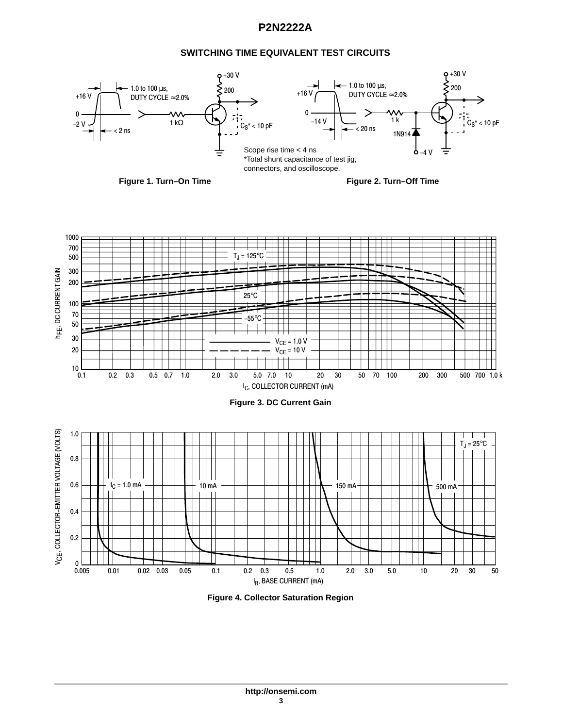## SWITCHING TIME EQUIVALENT TEST CIRCUITS

Scope rise time < 4 ns
*Total shunt capacitance of test jig, connectors, and oscilloscope.

**Figure 1. Turn–On Time**

**Figure 2. Turn–Off Time**

**Figure 3. DC Current Gain**

**Figure 4. Collector Saturation Region**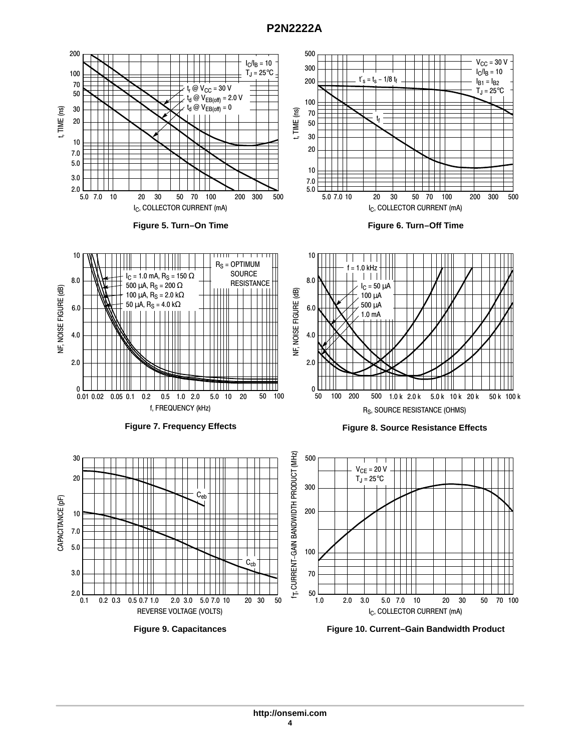Figure 5. Turn−On Time

Figure 6. Turn−Off Time

Figure 7. Frequency Effects

Figure 8. Source Resistance Effects

Figure 9. Capacitances

Figure 10. Current−Gain Bandwidth Product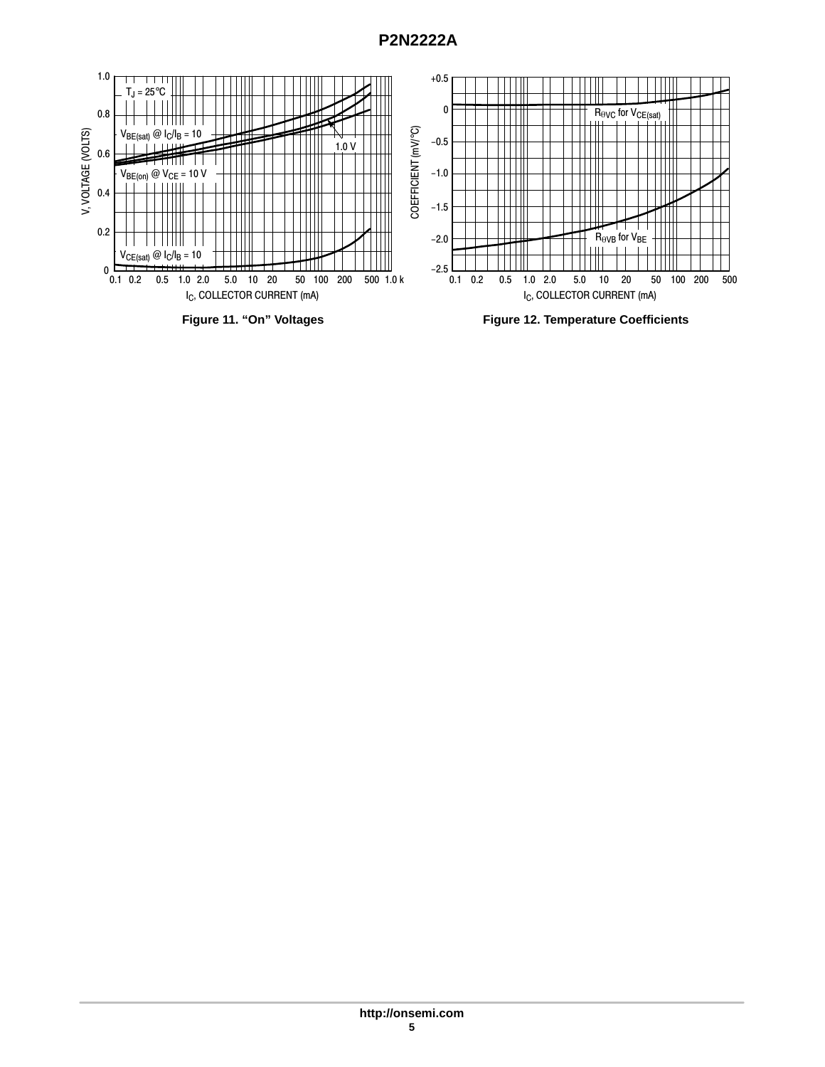Figure 11. “On” Voltages

Figure 12. Temperature Coefficients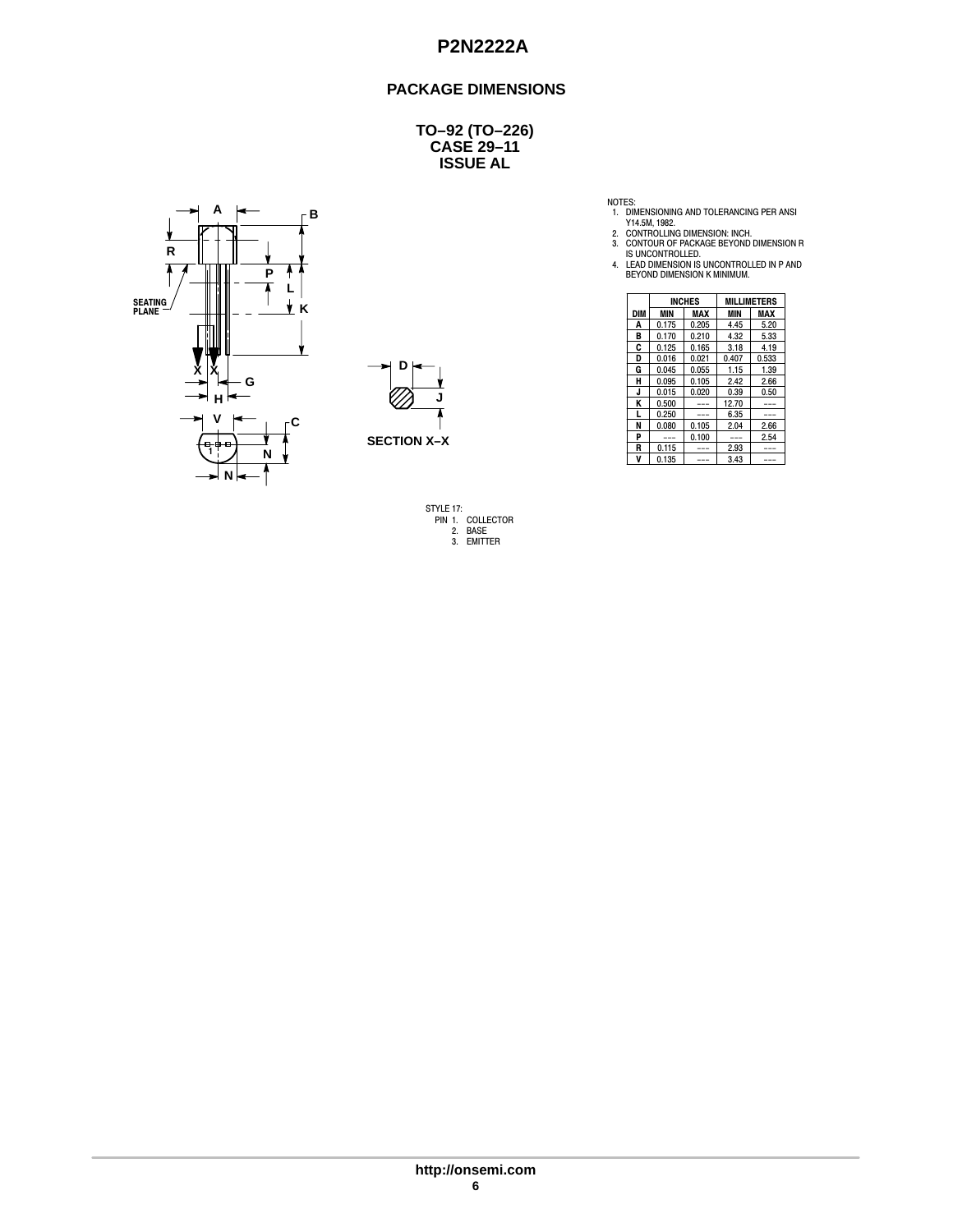## PACKAGE DIMENSIONS

**TO–92 (TO–226)**
**CASE 29–11**
**ISSUE AL**

SECTION X–X

NOTES:
1. DIMENSIONING AND TOLERANCING PER ANSI Y14.5M, 1982.
2. CONTROLLING DIMENSION: INCH.
3. CONTOUR OF PACKAGE BEYOND DIMENSION R IS UNCONTROLLED.
4. LEAD DIMENSION IS UNCONTROLLED IN P AND BEYOND DIMENSION K MINIMUM.

| DIM | INCHES | | MILLIMETERS | |
|---|---|---|---|---|
| | MIN | MAX | MIN | MAX |
| A | 0.175 | 0.205 | 4.45 | 5.20 |
| B | 0.170 | 0.210 | 4.32 | 5.33 |
| C | 0.125 | 0.165 | 3.18 | 4.19 |
| D | 0.016 | 0.021 | 0.407 | 0.533 |
| G | 0.045 | 0.055 | 1.15 | 1.39 |
| H | 0.095 | 0.105 | 2.42 | 2.66 |
| J | 0.015 | 0.020 | 0.39 | 0.50 |
| K | 0.500 | --- | 12.70 | --- |
| L | 0.250 | --- | 6.35 | --- |
| N | 0.080 | 0.105 | 2.04 | 2.66 |
| P | --- | 0.100 | --- | 2.54 |
| R | 0.115 | --- | 2.93 | --- |
| V | 0.135 | --- | 3.43 | --- |

STYLE 17:
PIN 1. COLLECTOR
2. BASE
3. EMITTER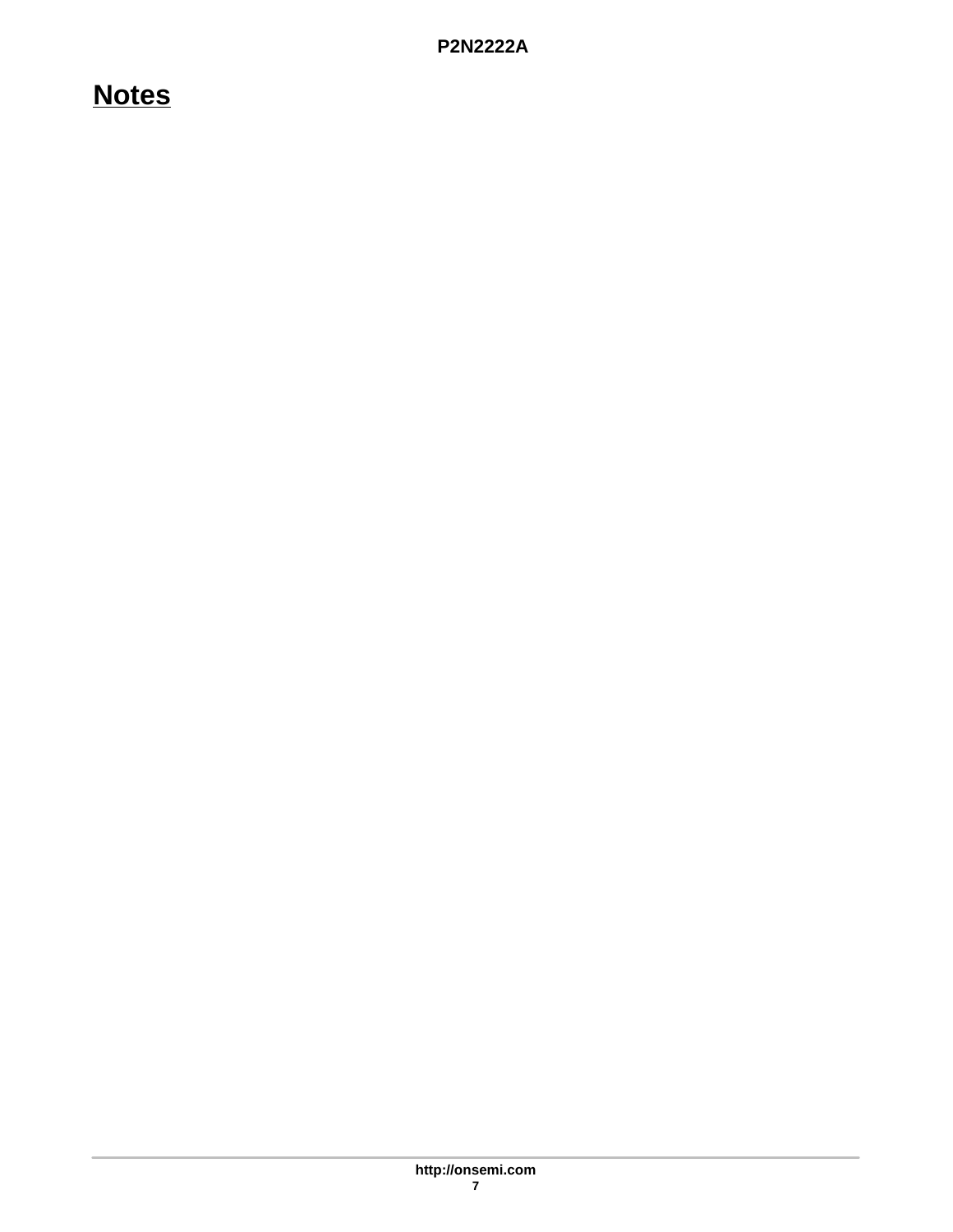## Notes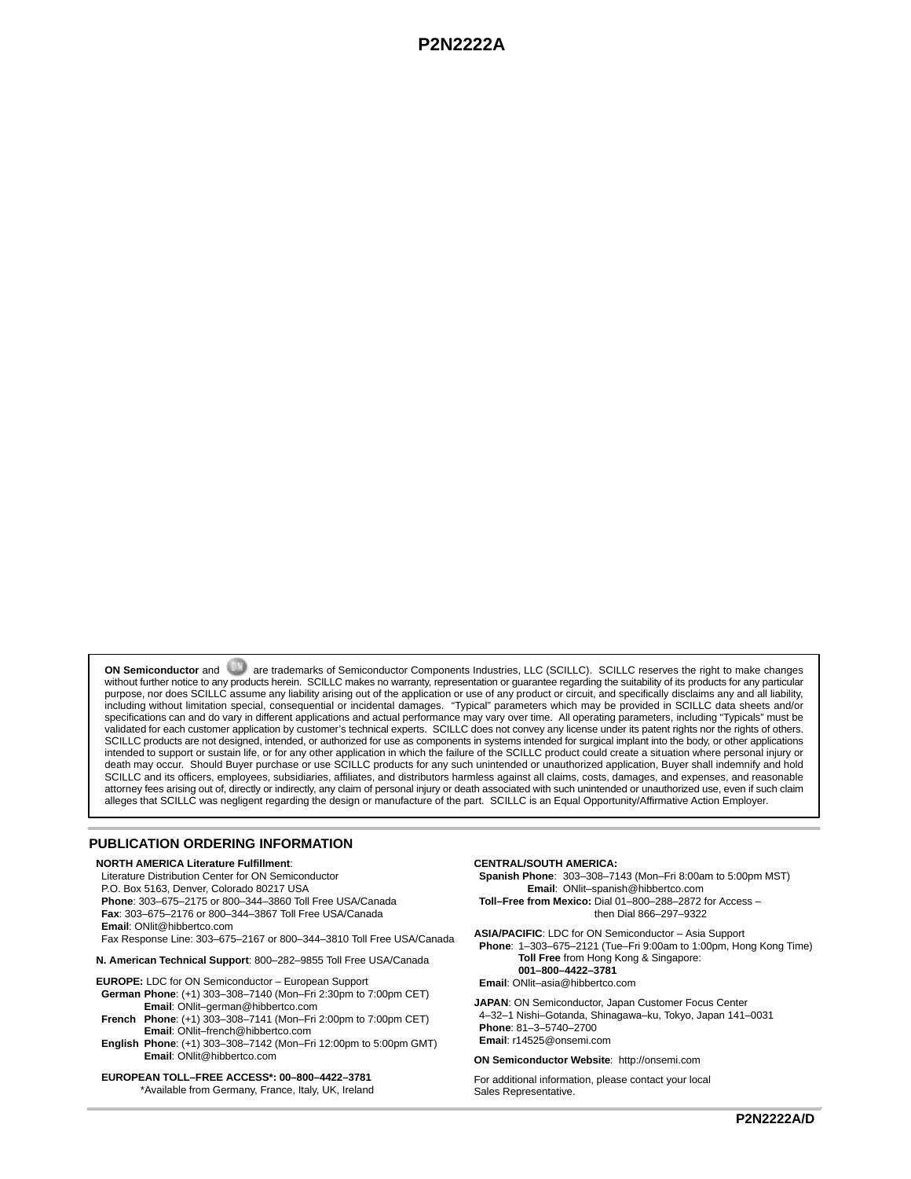**ON Semiconductor** and  are trademarks of Semiconductor Components Industries, LLC (SCILLC). SCILLC reserves the right to make changes without further notice to any products herein. SCILLC makes no warranty, representation or guarantee regarding the suitability of its products for any particular purpose, nor does SCILLC assume any liability arising out of the application or use of any product or circuit, and specifically disclaims any and all liability, including without limitation special, consequential or incidental damages. "Typical" parameters which may be provided in SCILLC data sheets and/or specifications can and do vary in different applications and actual performance may vary over time. All operating parameters, including "Typicals" must be validated for each customer application by customer's technical experts. SCILLC does not convey any license under its patent rights nor the rights of others. SCILLC products are not designed, intended, or authorized for use as components in systems intended for surgical implant into the body, or other applications intended to support or sustain life, or for any other application in which the failure of the SCILLC product could create a situation where personal injury or death may occur. Should Buyer purchase or use SCILLC products for any such unintended or unauthorized application, Buyer shall indemnify and hold SCILLC and its officers, employees, subsidiaries, affiliates, and distributors harmless against all claims, costs, damages, and expenses, and reasonable attorney fees arising out of, directly or indirectly, any claim of personal injury or death associated with such unintended or unauthorized use, even if such claim alleges that SCILLC was negligent regarding the design or manufacture of the part. SCILLC is an Equal Opportunity/Affirmative Action Employer.

## PUBLICATION ORDERING INFORMATION

**NORTH AMERICA Literature Fulfillment**:
Literature Distribution Center for ON Semiconductor
P.O. Box 5163, Denver, Colorado 80217 USA
**Phone**: 303–675–2175 or 800–344–3860 Toll Free USA/Canada
**Fax**: 303–675–2176 or 800–344–3867 Toll Free USA/Canada
**Email**: ONlit@hibbertco.com
Fax Response Line: 303–675–2167 or 800–344–3810 Toll Free USA/Canada

**N. American Technical Support**: 800–282–9855 Toll Free USA/Canada

**EUROPE:** LDC for ON Semiconductor – European Support
**German Phone**: (+1) 303–308–7140 (Mon–Fri 2:30pm to 7:00pm CET)
**Email**: ONlit–german@hibbertco.com
**French Phone**: (+1) 303–308–7141 (Mon–Fri 2:00pm to 7:00pm CET)
**Email**: ONlit–french@hibbertco.com
**English Phone**: (+1) 303–308–7142 (Mon–Fri 12:00pm to 5:00pm GMT)
**Email**: ONlit@hibbertco.com

**EUROPEAN TOLL–FREE ACCESS*: 00–800–4422–3781**
*Available from Germany, France, Italy, UK, Ireland

**CENTRAL/SOUTH AMERICA:**
**Spanish Phone**: 303–308–7143 (Mon–Fri 8:00am to 5:00pm MST)
**Email**: ONlit–spanish@hibbertco.com
**Toll–Free from Mexico:** Dial 01–800–288–2872 for Access – then Dial 866–297–9322

**ASIA/PACIFIC**: LDC for ON Semiconductor – Asia Support
**Phone**: 1–303–675–2121 (Tue–Fri 9:00am to 1:00pm, Hong Kong Time)
**Toll Free** from Hong Kong & Singapore:
**001–800–4422–3781**
**Email**: ONlit–asia@hibbertco.com

**JAPAN**: ON Semiconductor, Japan Customer Focus Center
4–32–1 Nishi–Gotanda, Shinagawa–ku, Tokyo, Japan 141–0031
**Phone**: 81–3–5740–2700
**Email**: r14525@onsemi.com

**ON Semiconductor Website**: http://onsemi.com

For additional information, please contact your local Sales Representative.

**P2N2222A/D**